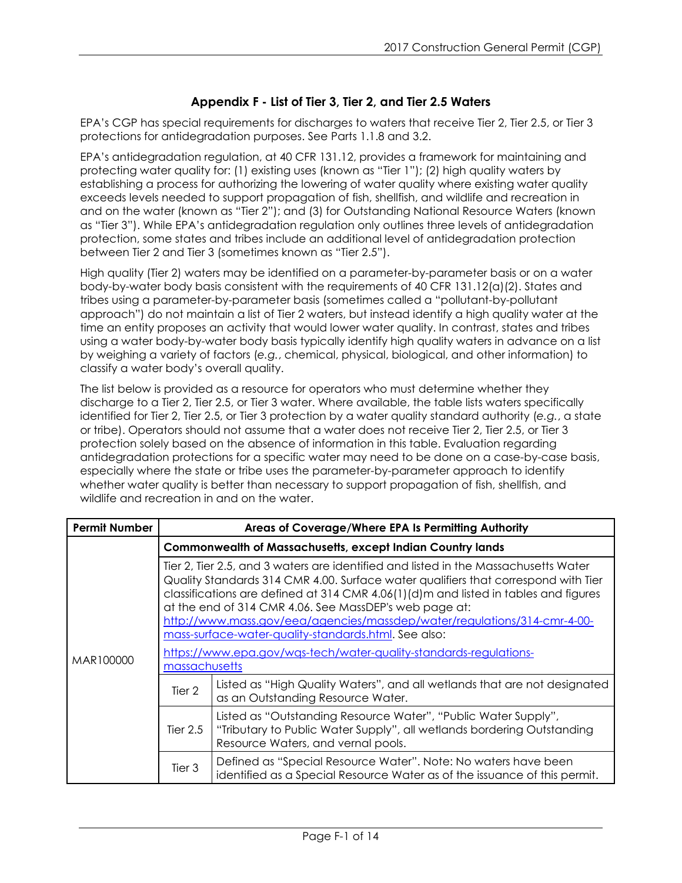# Appendix F - List of Tier 3, Tier 2, and Tier 2.5 Waters

EPA's CGP has special requirements for discharges to waters that receive Tier 2, Tier 2.5, or Tier 3 protections for antidegradation purposes. See Parts 1.1.8 and 3.2.

EPA's antidegradation regulation, at 40 CFR 131.12, provides a framework for maintaining and protecting water quality for: (1) existing uses (known as "Tier 1"); (2) high quality waters by establishing a process for authorizing the lowering of water quality where existing water quality exceeds levels needed to support propagation of fish, shellfish, and wildlife and recreation in and on the water (known as "Tier 2"); and (3) for Outstanding National Resource Waters (known as "Tier 3"). While EPA's antidegradation regulation only outlines three levels of antidegradation protection, some states and tribes include an additional level of antidegradation protection between Tier 2 and Tier 3 (sometimes known as "Tier 2.5").

High quality (Tier 2) waters may be identified on a parameter-by-parameter basis or on a water body-by-water body basis consistent with the requirements of 40 CFR 131.12(a)(2). States and tribes using a parameter-by-parameter basis (sometimes called a "pollutant-by-pollutant approach") do not maintain a list of Tier 2 waters, but instead identify a high quality water at the time an entity proposes an activity that would lower water quality. In contrast, states and tribes using a water body-by-water body basis typically identify high quality waters in advance on a list by weighing a variety of factors (*e.g.*, chemical, physical, biological, and other information) to classify a water body's overall quality.

The list below is provided as a resource for operators who must determine whether they discharge to a Tier 2, Tier 2.5, or Tier 3 water. Where available, the table lists waters specifically identified for Tier 2, Tier 2.5, or Tier 3 protection by a water quality standard authority (*e.g.*, a state or tribe). Operators should not assume that a water does not receive Tier 2, Tier 2.5, or Tier 3 protection solely based on the absence of information in this table. Evaluation regarding antidegradation protections for a specific water may need to be done on a case-by-case basis, especially where the state or tribe uses the parameter-by-parameter approach to identify whether water quality is better than necessary to support propagation of fish, shellfish, and wildlife and recreation in and on the water.

| Permit Number | Areas of Coverage/Where EPA Is Permitting Authority | |
|---|---|---|
| MAR100000 | **Commonwealth of Massachusetts, except Indian Country lands** | |
| | Tier 2, Tier 2.5, and 3 waters are identified and listed in the Massachusetts Water Quality Standards 314 CMR 4.00. Surface water qualifiers that correspond with Tier classifications are defined at 314 CMR 4.06(1)(d)m and listed in tables and figures at the end of 314 CMR 4.06. See MassDEP's web page at: http://www.mass.gov/eea/agencies/massdep/water/regulations/314-cmr-4-00-mass-surface-water-quality-standards.html. See also: https://www.epa.gov/wqs-tech/water-quality-standards-regulations-massachusetts | |
| | Tier 2 | Listed as "High Quality Waters", and all wetlands that are not designated as an Outstanding Resource Water. |
| | Tier 2.5 | Listed as "Outstanding Resource Water", "Public Water Supply", "Tributary to Public Water Supply", all wetlands bordering Outstanding Resource Waters, and vernal pools. |
| | Tier 3 | Defined as "Special Resource Water". Note: No waters have been identified as a Special Resource Water as of the issuance of this permit. |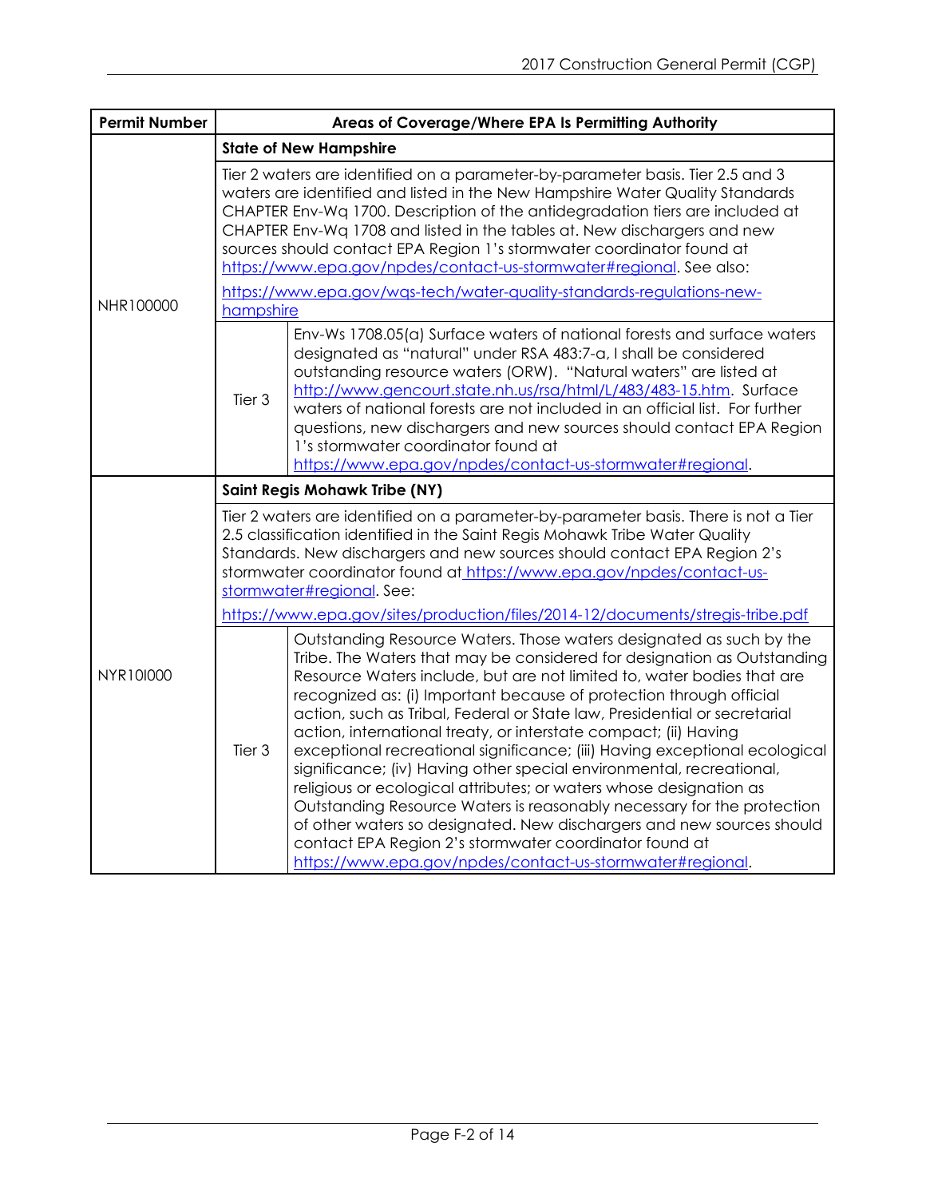| Permit Number | Areas of Coverage/Where EPA Is Permitting Authority | |
|---|---|---|
| NHR100000 | **State of New Hampshire** | |
| | Tier 2 waters are identified on a parameter-by-parameter basis. Tier 2.5 and 3 waters are identified and listed in the New Hampshire Water Quality Standards CHAPTER Env-Wq 1700. Description of the antidegradation tiers are included at CHAPTER Env-Wq 1708 and listed in the tables at. New dischargers and new sources should contact EPA Region 1's stormwater coordinator found at https://www.epa.gov/npdes/contact-us-stormwater#regional. See also: https://www.epa.gov/wqs-tech/water-quality-standards-regulations-new-hampshire | |
| | Tier 3 | Env-Ws 1708.05(a) Surface waters of national forests and surface waters designated as "natural" under RSA 483:7-a, I shall be considered outstanding resource waters (ORW). "Natural waters" are listed at http://www.gencourt.state.nh.us/rsa/html/L/483/483-15.htm. Surface waters of national forests are not included in an official list. For further questions, new dischargers and new sources should contact EPA Region 1's stormwater coordinator found at https://www.epa.gov/npdes/contact-us-stormwater#regional. |
| NYR10I000 | **Saint Regis Mohawk Tribe (NY)** | |
| | Tier 2 waters are identified on a parameter-by-parameter basis. There is not a Tier 2.5 classification identified in the Saint Regis Mohawk Tribe Water Quality Standards. New dischargers and new sources should contact EPA Region 2's stormwater coordinator found at https://www.epa.gov/npdes/contact-us-stormwater#regional. See: https://www.epa.gov/sites/production/files/2014-12/documents/stregis-tribe.pdf | |
| | Tier 3 | Outstanding Resource Waters. Those waters designated as such by the Tribe. The Waters that may be considered for designation as Outstanding Resource Waters include, but are not limited to, water bodies that are recognized as: (i) Important because of protection through official action, such as Tribal, Federal or State law, Presidential or secretarial action, international treaty, or interstate compact; (ii) Having exceptional recreational significance; (iii) Having exceptional ecological significance; (iv) Having other special environmental, recreational, religious or ecological attributes; or waters whose designation as Outstanding Resource Waters is reasonably necessary for the protection of other waters so designated. New dischargers and new sources should contact EPA Region 2's stormwater coordinator found at https://www.epa.gov/npdes/contact-us-stormwater#regional. |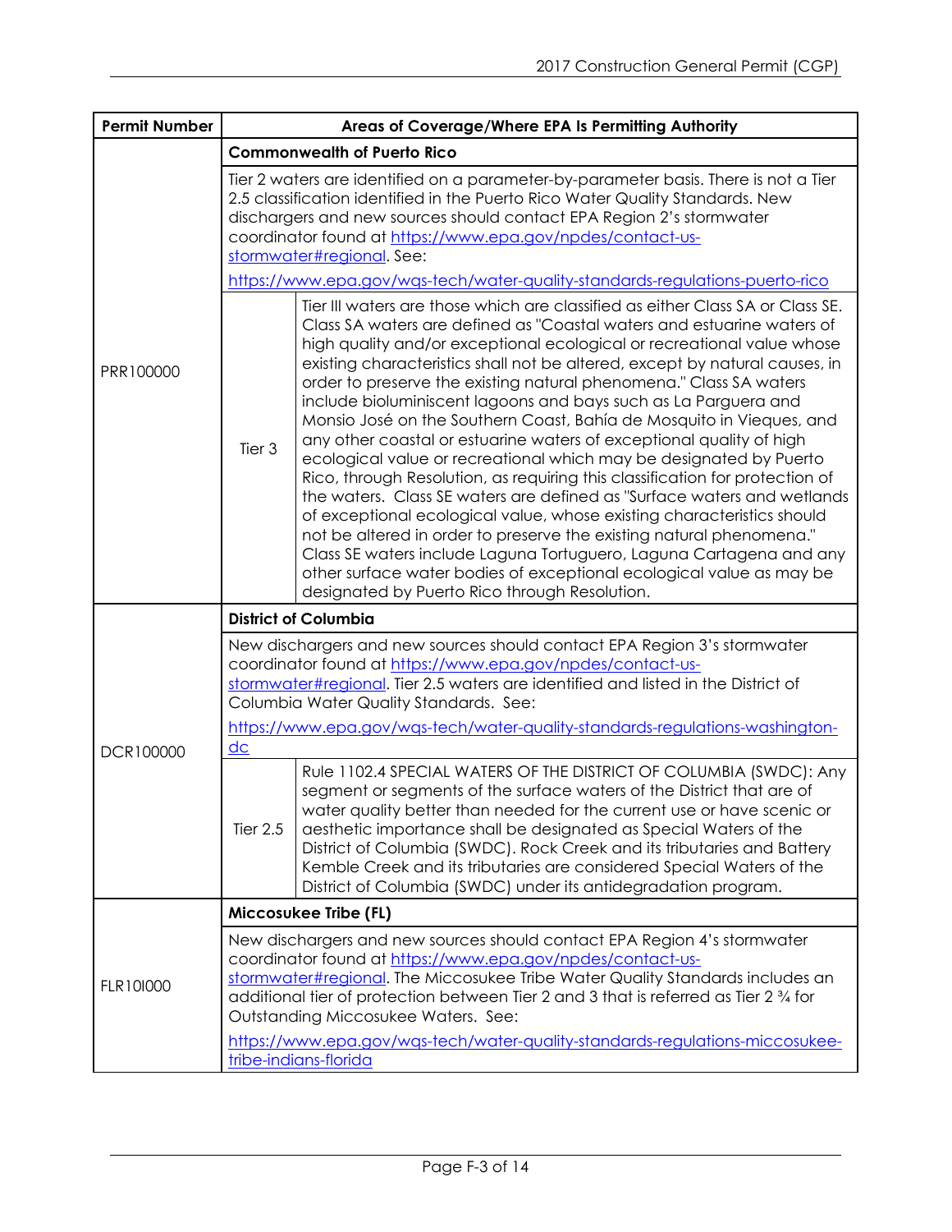| Permit Number | Areas of Coverage/Where EPA Is Permitting Authority | |
|---|---|---|
| PRR100000 | **Commonwealth of Puerto Rico** | |
| | Tier 2 waters are identified on a parameter-by-parameter basis. There is not a Tier 2.5 classification identified in the Puerto Rico Water Quality Standards. New dischargers and new sources should contact EPA Region 2's stormwater coordinator found at https://www.epa.gov/npdes/contact-us-stormwater#regional. See: https://www.epa.gov/wqs-tech/water-quality-standards-regulations-puerto-rico | |
| | Tier 3 | Tier III waters are those which are classified as either Class SA or Class SE. Class SA waters are defined as "Coastal waters and estuarine waters of high quality and/or exceptional ecological or recreational value whose existing characteristics shall not be altered, except by natural causes, in order to preserve the existing natural phenomena." Class SA waters include bioluminiscent lagoons and bays such as La Parguera and Monsio José on the Southern Coast, Bahía de Mosquito in Vieques, and any other coastal or estuarine waters of exceptional quality of high ecological value or recreational which may be designated by Puerto Rico, through Resolution, as requiring this classification for protection of the waters. Class SE waters are defined as "Surface waters and wetlands of exceptional ecological value, whose existing characteristics should not be altered in order to preserve the existing natural phenomena." Class SE waters include Laguna Tortuguero, Laguna Cartagena and any other surface water bodies of exceptional ecological value as may be designated by Puerto Rico through Resolution. |
| DCR100000 | **District of Columbia** | |
| | New dischargers and new sources should contact EPA Region 3's stormwater coordinator found at https://www.epa.gov/npdes/contact-us-stormwater#regional. Tier 2.5 waters are identified and listed in the District of Columbia Water Quality Standards. See: https://www.epa.gov/wqs-tech/water-quality-standards-regulations-washington-dc | |
| | Tier 2.5 | Rule 1102.4 SPECIAL WATERS OF THE DISTRICT OF COLUMBIA (SWDC): Any segment or segments of the surface waters of the District that are of water quality better than needed for the current use or have scenic or aesthetic importance shall be designated as Special Waters of the District of Columbia (SWDC). Rock Creek and its tributaries and Battery Kemble Creek and its tributaries are considered Special Waters of the District of Columbia (SWDC) under its antidegradation program. |
| FLR10I000 | **Miccosukee Tribe (FL)** | |
| | New dischargers and new sources should contact EPA Region 4's stormwater coordinator found at https://www.epa.gov/npdes/contact-us-stormwater#regional. The Miccosukee Tribe Water Quality Standards includes an additional tier of protection between Tier 2 and 3 that is referred to as Tier 2 ¾ for Outstanding Miccosukee Waters. See: https://www.epa.gov/wqs-tech/water-quality-standards-regulations-miccosukee-tribe-indians-florida | |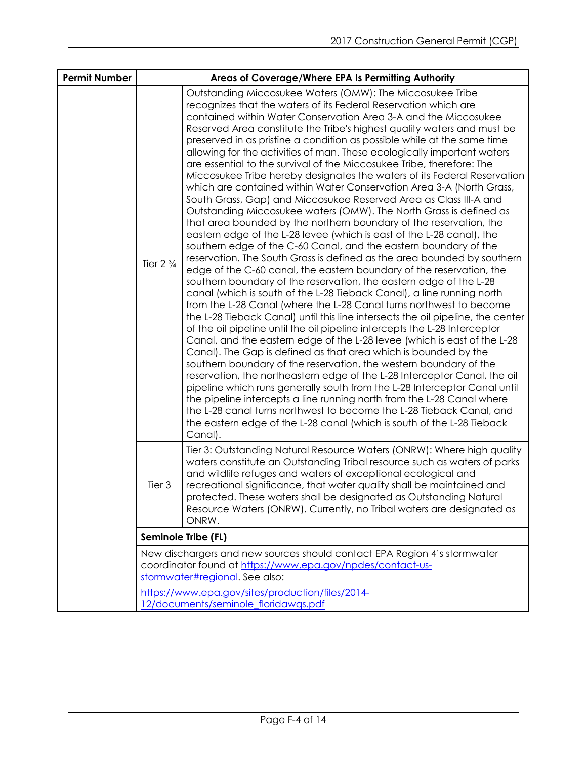| Permit Number | Areas of Coverage/Where EPA Is Permitting Authority | |
|---|---|---|
| | Tier 2 ¾ | Outstanding Miccosukee Waters (OMW): The Miccosukee Tribe recognizes that the waters of its Federal Reservation which are contained within Water Conservation Area 3-A and the Miccosukee Reserved Area constitute the Tribe's highest quality waters and must be preserved in as pristine a condition as possible while at the same time allowing for the activities of man. These ecologically important waters are essential to the survival of the Miccosukee Tribe, therefore: The Miccosukee Tribe hereby designates the waters of its Federal Reservation which are contained within Water Conservation Area 3-A (North Grass, South Grass, Gap) and Miccosukee Reserved Area as Class III-A and Outstanding Miccosukee waters (OMW). The North Grass is defined as that area bounded by the northern boundary of the reservation, the eastern edge of the L-28 levee (which is east of the L-28 canal), the southern edge of the C-60 Canal, and the eastern boundary of the reservation. The South Grass is defined as the area bounded by southern edge of the C-60 canal, the eastern boundary of the reservation, the southern boundary of the reservation, the eastern edge of the L-28 canal (which is south of the L-28 Tieback Canal), a line running north from the L-28 Canal (where the L-28 Canal turns northwest to become the L-28 Tieback Canal) until this line intersects the oil pipeline, the center of the oil pipeline until the oil pipeline intercepts the L-28 Interceptor Canal, and the eastern edge of the L-28 levee (which is east of the L-28 Canal). The Gap is defined as that area which is bounded by the southern boundary of the reservation, the western boundary of the reservation, the northeastern edge of the L-28 Interceptor Canal, the oil pipeline which runs generally south from the L-28 Interceptor Canal until the pipeline intercepts a line running north from the L-28 Canal where the L-28 canal turns northwest to become the L-28 Tieback Canal, and the eastern edge of the L-28 canal (which is south of the L-28 Tieback Canal). |
| | Tier 3 | Tier 3: Outstanding Natural Resource Waters (ONRW): Where high quality waters constitute an Outstanding Tribal resource such as waters of parks and wildlife refuges and waters of exceptional ecological and recreational significance, that water quality shall be maintained and protected. These waters shall be designated as Outstanding Natural Resource Waters (ONRW). Currently, no Tribal waters are designated as ONRW. |
| | **Seminole Tribe (FL)** | |
| | New dischargers and new sources should contact EPA Region 4's stormwater coordinator found at https://www.epa.gov/npdes/contact-us-stormwater#regional. See also: https://www.epa.gov/sites/production/files/2014-12/documents/seminole_floridawqs.pdf | |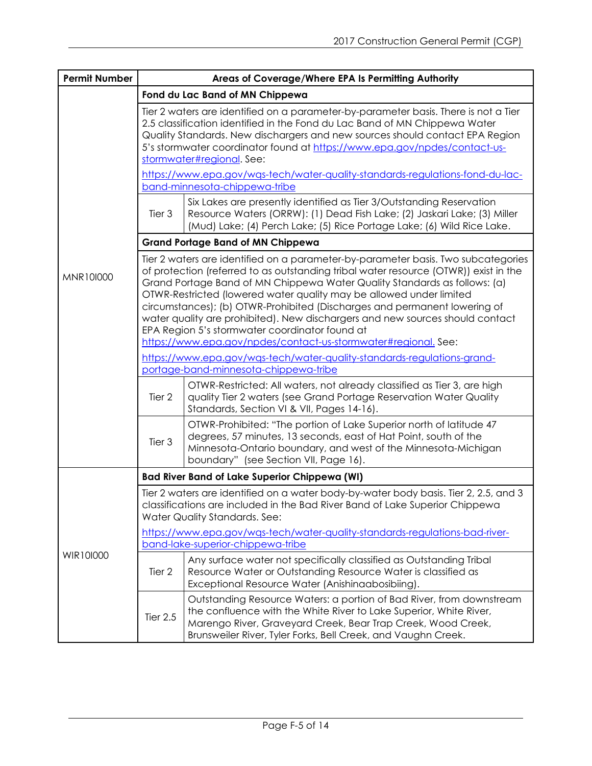| Permit Number | Areas of Coverage/Where EPA Is Permitting Authority | |
|---|---|---|
| MNR10I000 | **Fond du Lac Band of MN Chippewa** | |
| | Tier 2 waters are identified on a parameter-by-parameter basis. There is not a Tier 2.5 classification identified in the Fond du Lac Band of MN Chippewa Water Quality Standards. New dischargers and new sources should contact EPA Region 5's stormwater coordinator found at https://www.epa.gov/npdes/contact-us-stormwater#regional. See: https://www.epa.gov/wqs-tech/water-quality-standards-regulations-fond-du-lac-band-minnesota-chippewa-tribe | |
| | Tier 3 | Six Lakes are presently identified as Tier 3/Outstanding Reservation Resource Waters (ORRW): (1) Dead Fish Lake; (2) Jaskari Lake; (3) Miller (Mud) Lake; (4) Perch Lake; (5) Rice Portage Lake; (6) Wild Rice Lake. |
| | **Grand Portage Band of MN Chippewa** | |
| | Tier 2 waters are identified on a parameter-by-parameter basis. Two subcategories of protection (referred to as outstanding tribal water resource (OTWR)) exist in the Grand Portage Band of MN Chippewa Water Quality Standards as follows: (a) OTWR-Restricted (lowered water quality may be allowed under limited circumstances); (b) OTWR-Prohibited (Discharges and permanent lowering of water quality are prohibited). New dischargers and new sources should contact EPA Region 5's stormwater coordinator found at https://www.epa.gov/npdes/contact-us-stormwater#regional. See: https://www.epa.gov/wqs-tech/water-quality-standards-regulations-grand-portage-band-minnesota-chippewa-tribe | |
| | Tier 2 | OTWR-Restricted: All waters, not already classified as Tier 3, are high quality Tier 2 waters (see Grand Portage Reservation Water Quality Standards, Section VI & VII, Pages 14-16). |
| | Tier 3 | OTWR-Prohibited: "The portion of Lake Superior north of latitude 47 degrees, 57 minutes, 13 seconds, east of Hat Point, south of the Minnesota-Ontario boundary, and west of the Minnesota-Michigan boundary" (see Section VII, Page 16). |
| WIR10I000 | **Bad River Band of Lake Superior Chippewa (WI)** | |
| | Tier 2 waters are identified on a water body-by-water body basis. Tier 2, 2.5, and 3 classifications are included in the Bad River Band of Lake Superior Chippewa Water Quality Standards. See: https://www.epa.gov/wqs-tech/water-quality-standards-regulations-bad-river-band-lake-superior-chippewa-tribe | |
| | Tier 2 | Any surface water not specifically classified as Outstanding Tribal Resource Water or Outstanding Resource Water is classified as Exceptional Resource Water (Anishinaabosibiing). |
| | Tier 2.5 | Outstanding Resource Waters: a portion of Bad River, from downstream the confluence with the White River to Lake Superior, White River, Marengo River, Graveyard Creek, Bear Trap Creek, Wood Creek, Brunsweiler River, Tyler Forks, Bell Creek, and Vaughn Creek. |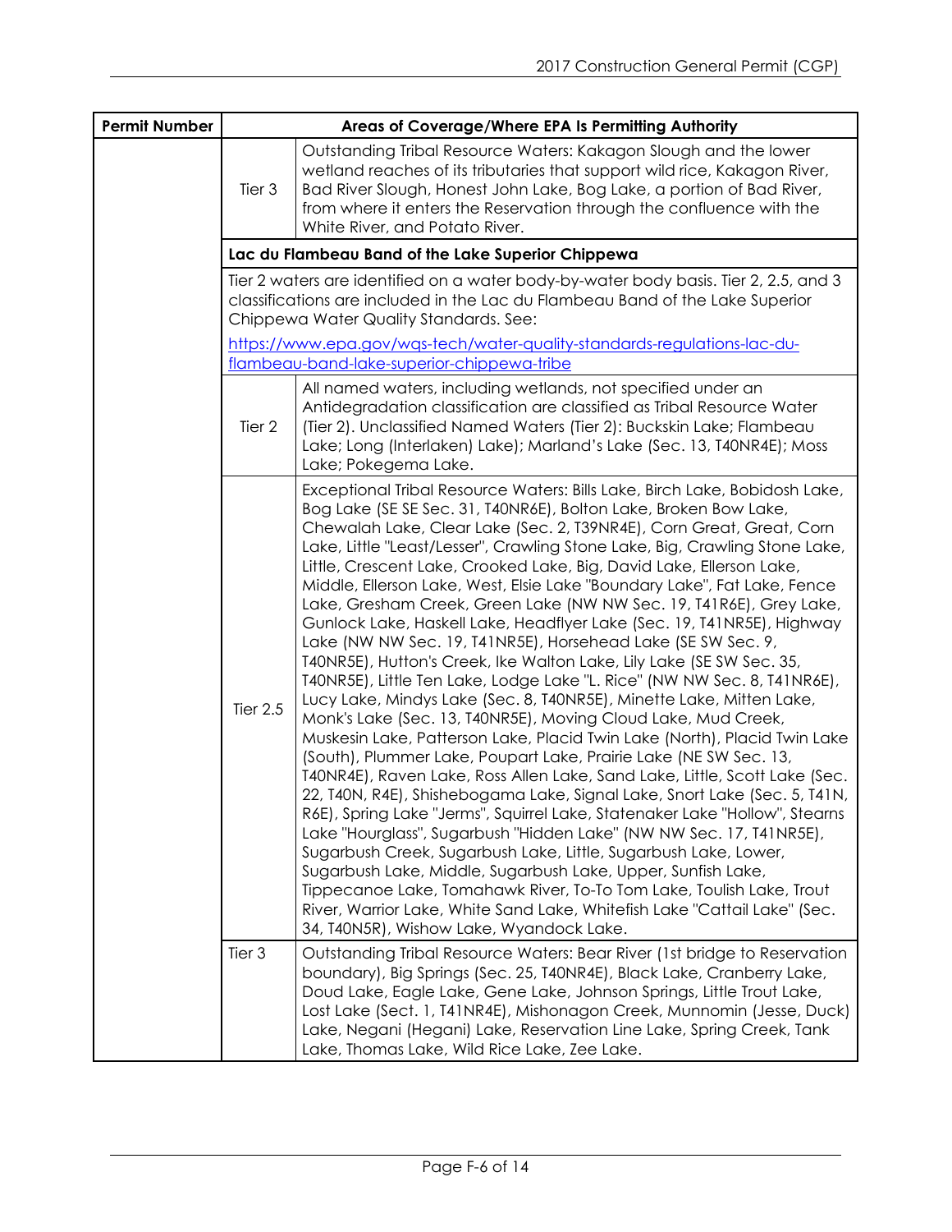| Permit Number | Areas of Coverage/Where EPA Is Permitting Authority | |
|---|---|---|
| | Tier 3 | Outstanding Tribal Resource Waters: Kakagon Slough and the lower wetland reaches of its tributaries that support wild rice, Kakagon River, Bad River Slough, Honest John Lake, Bog Lake, a portion of Bad River, from where it enters the Reservation through the confluence with the White River, and Potato River. |
| | **Lac du Flambeau Band of the Lake Superior Chippewa** | |
| | Tier 2 waters are identified on a water body-by-water body basis. Tier 2, 2.5, and 3 classifications are included in the Lac du Flambeau Band of the Lake Superior Chippewa Water Quality Standards. See: [https://www.epa.gov/wqs-tech/water-quality-standards-regulations-lac-du-flambeau-band-lake-superior-chippewa-tribe](https://www.epa.gov/wqs-tech/water-quality-standards-regulations-lac-du-flambeau-band-lake-superior-chippewa-tribe) | |
| | Tier 2 | All named waters, including wetlands, not specified under an Antidegradation classification are classified as Tribal Resource Water (Tier 2). Unclassified Named Waters (Tier 2): Buckskin Lake; Flambeau Lake; Long (Interlaken) Lake); Marland's Lake (Sec. 13, T40NR4E); Moss Lake; Pokegema Lake. |
| | Tier 2.5 | Exceptional Tribal Resource Waters: Bills Lake, Birch Lake, Bobidosh Lake, Bog Lake (SE SE Sec. 31, T40NR6E), Bolton Lake, Broken Bow Lake, Chewalah Lake, Clear Lake (Sec. 2, T39NR4E), Corn Great, Great, Corn Lake, Little "Least/Lesser", Crawling Stone Lake, Big, Crawling Stone Lake, Little, Crescent Lake, Crooked Lake, Big, David Lake, Ellerson Lake, Middle, Ellerson Lake, West, Elsie Lake "Boundary Lake", Fat Lake, Fence Lake, Gresham Creek, Green Lake (NW NW Sec. 19, T41R6E), Grey Lake, Gunlock Lake, Haskell Lake, Headflyer Lake (Sec. 19, T41NR5E), Highway Lake (NW NW Sec. 19, T41NR5E), Horsehead Lake (SE SW Sec. 9, T40NR5E), Hutton's Creek, Ike Walton Lake, Lily Lake (SE SW Sec. 35, T40NR5E), Little Ten Lake, Lodge Lake "L. Rice" (NW NW Sec. 8, T41NR6E), Lucy Lake, Mindys Lake (Sec. 8, T40NR5E), Minette Lake, Mitten Lake, Monk's Lake (Sec. 13, T40NR5E), Moving Cloud Lake, Mud Creek, Muskesin Lake, Patterson Lake, Placid Twin Lake (North), Placid Twin Lake (South), Plummer Lake, Poupart Lake, Prairie Lake (NE SW Sec. 13, T40NR4E), Raven Lake, Ross Allen Lake, Sand Lake, Little, Scott Lake (Sec. 22, T40N, R4E), Shishebogama Lake, Signal Lake, Snort Lake (Sec. 5, T41N, R6E), Spring Lake "Jerms", Squirrel Lake, Statenaker Lake "Hollow", Stearns Lake "Hourglass", Sugarbush "Hidden Lake" (NW NW Sec. 17, T41NR5E), Sugarbush Creek, Sugarbush Lake, Little, Sugarbush Lake, Lower, Sugarbush Lake, Middle, Sugarbush Lake, Upper, Sunfish Lake, Tippecanoe Lake, Tomahawk River, To-To Tom Lake, Toulish Lake, Trout River, Warrior Lake, White Sand Lake, Whitefish Lake "Cattail Lake" (Sec. 34, T40N5R), Wishow Lake, Wyandock Lake. |
| | Tier 3 | Outstanding Tribal Resource Waters: Bear River (1st bridge to Reservation boundary), Big Springs (Sec. 25, T40NR4E), Black Lake, Cranberry Lake, Doud Lake, Eagle Lake, Gene Lake, Johnson Springs, Little Trout Lake, Lost Lake (Sect. 1, T41NR4E), Mishonagon Creek, Munnomin (Jesse, Duck) Lake, Negani (Hegani) Lake, Reservation Line Lake, Spring Creek, Tank Lake, Thomas Lake, Wild Rice Lake, Zee Lake. |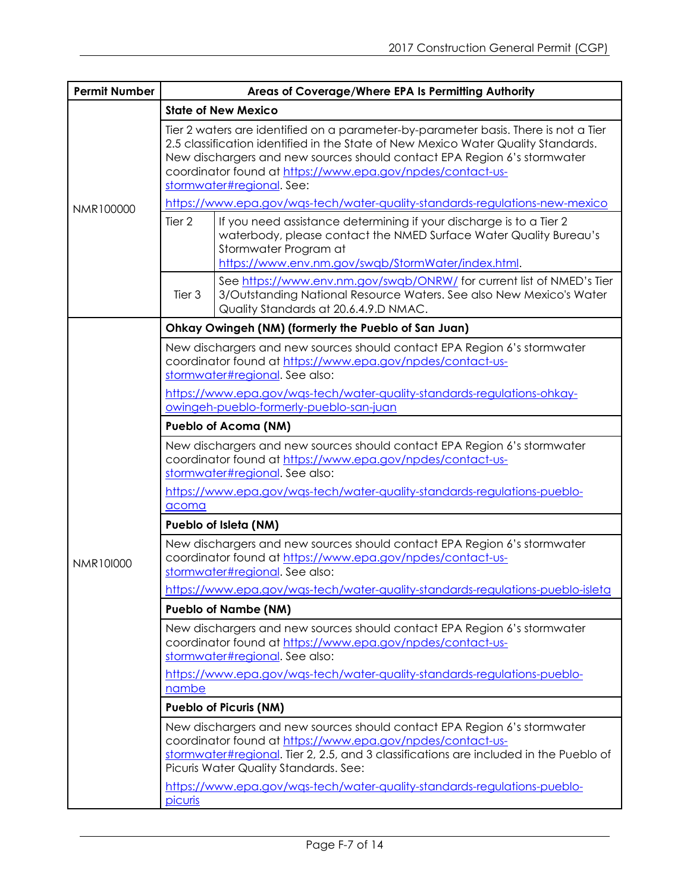| Permit Number | Areas of Coverage/Where EPA Is Permitting Authority | |
|---|---|---|
| NMR100000 | **State of New Mexico** | |
| | Tier 2 waters are identified on a parameter-by-parameter basis. There is not a Tier 2.5 classification identified in the State of New Mexico Water Quality Standards. New dischargers and new sources should contact EPA Region 6's stormwater coordinator found at https://www.epa.gov/npdes/contact-us-stormwater#regional. See: https://www.epa.gov/wqs-tech/water-quality-standards-regulations-new-mexico | |
| | Tier 2 | If you need assistance determining if your discharge is to a Tier 2 waterbody, please contact the NMED Surface Water Quality Bureau's Stormwater Program at https://www.env.nm.gov/swqb/StormWater/index.html. |
| | Tier 3 | See https://www.env.nm.gov/swqb/ONRW/ for current list of NMED's Tier 3/Outstanding National Resource Waters. See also New Mexico's Water Quality Standards at 20.6.4.9.D NMAC. |
| NMR10I000 | **Ohkay Owingeh (NM) (formerly the Pueblo of San Juan)** | |
| | New dischargers and new sources should contact EPA Region 6's stormwater coordinator found at https://www.epa.gov/npdes/contact-us-stormwater#regional. See also: https://www.epa.gov/wqs-tech/water-quality-standards-regulations-ohkay-owingeh-pueblo-formerly-pueblo-san-juan | |
| | **Pueblo of Acoma (NM)** | |
| | New dischargers and new sources should contact EPA Region 6's stormwater coordinator found at https://www.epa.gov/npdes/contact-us-stormwater#regional. See also: https://www.epa.gov/wqs-tech/water-quality-standards-regulations-pueblo-acoma | |
| | **Pueblo of Isleta (NM)** | |
| | New dischargers and new sources should contact EPA Region 6's stormwater coordinator found at https://www.epa.gov/npdes/contact-us-stormwater#regional. See also: https://www.epa.gov/wqs-tech/water-quality-standards-regulations-pueblo-isleta | |
| | **Pueblo of Nambe (NM)** | |
| | New dischargers and new sources should contact EPA Region 6's stormwater coordinator found at https://www.epa.gov/npdes/contact-us-stormwater#regional. See also: https://www.epa.gov/wqs-tech/water-quality-standards-regulations-pueblo-nambe | |
| | **Pueblo of Picuris (NM)** | |
| | New dischargers and new sources should contact EPA Region 6's stormwater coordinator found at https://www.epa.gov/npdes/contact-us-stormwater#regional. Tier 2, 2.5, and 3 classifications are included in the Pueblo of Picuris Water Quality Standards. See: https://www.epa.gov/wqs-tech/water-quality-standards-regulations-pueblo-picuris | |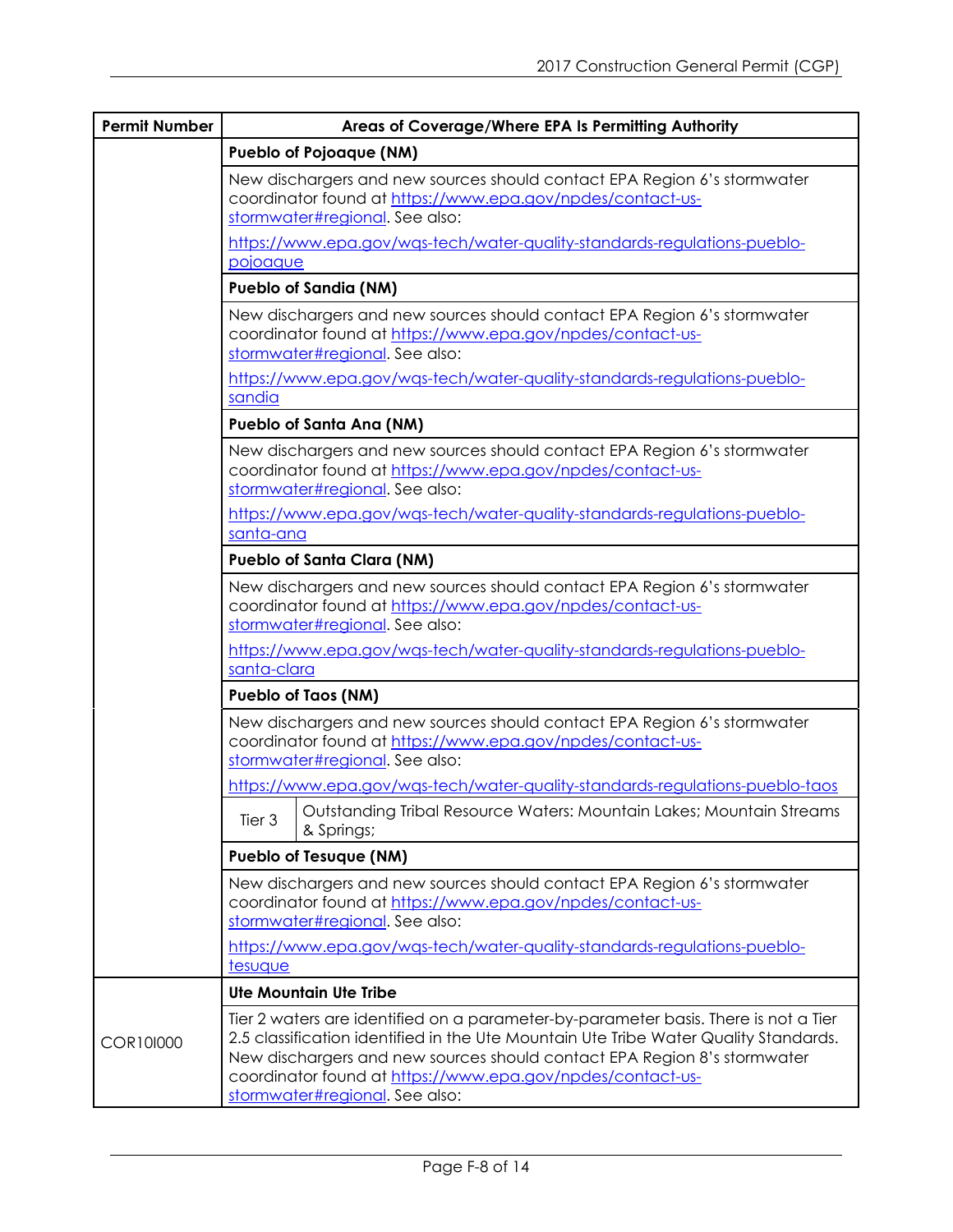| Permit Number | Areas of Coverage/Where EPA Is Permitting Authority |
| --- | --- |
| | **Pueblo of Pojoaque (NM)** |
| | New dischargers and new sources should contact EPA Region 6's stormwater coordinator found at https://www.epa.gov/npdes/contact-us-stormwater#regional. See also: https://www.epa.gov/wqs-tech/water-quality-standards-regulations-pueblo-pojoaque |
| | **Pueblo of Sandia (NM)** |
| | New dischargers and new sources should contact EPA Region 6's stormwater coordinator found at https://www.epa.gov/npdes/contact-us-stormwater#regional. See also: https://www.epa.gov/wqs-tech/water-quality-standards-regulations-pueblo-sandia |
| | **Pueblo of Santa Ana (NM)** |
| | New dischargers and new sources should contact EPA Region 6's stormwater coordinator found at https://www.epa.gov/npdes/contact-us-stormwater#regional. See also: https://www.epa.gov/wqs-tech/water-quality-standards-regulations-pueblo-santa-ana |
| | **Pueblo of Santa Clara (NM)** |
| | New dischargers and new sources should contact EPA Region 6's stormwater coordinator found at https://www.epa.gov/npdes/contact-us-stormwater#regional. See also: https://www.epa.gov/wqs-tech/water-quality-standards-regulations-pueblo-santa-clara |
| | **Pueblo of Taos (NM)** |
| | New dischargers and new sources should contact EPA Region 6's stormwater coordinator found at https://www.epa.gov/npdes/contact-us-stormwater#regional. See also: https://www.epa.gov/wqs-tech/water-quality-standards-regulations-pueblo-taos |
| | Tier 3: Outstanding Tribal Resource Waters: Mountain Lakes; Mountain Streams & Springs; |
| | **Pueblo of Tesuque (NM)** |
| | New dischargers and new sources should contact EPA Region 6's stormwater coordinator found at https://www.epa.gov/npdes/contact-us-stormwater#regional. See also: https://www.epa.gov/wqs-tech/water-quality-standards-regulations-pueblo-tesuque |
| | **Ute Mountain Ute Tribe** |
| COR10I000 | Tier 2 waters are identified on a parameter-by-parameter basis. There is not a Tier 2.5 classification identified in the Ute Mountain Ute Tribe Water Quality Standards. New dischargers and new sources should contact EPA Region 8's stormwater coordinator found at https://www.epa.gov/npdes/contact-us-stormwater#regional. See also: |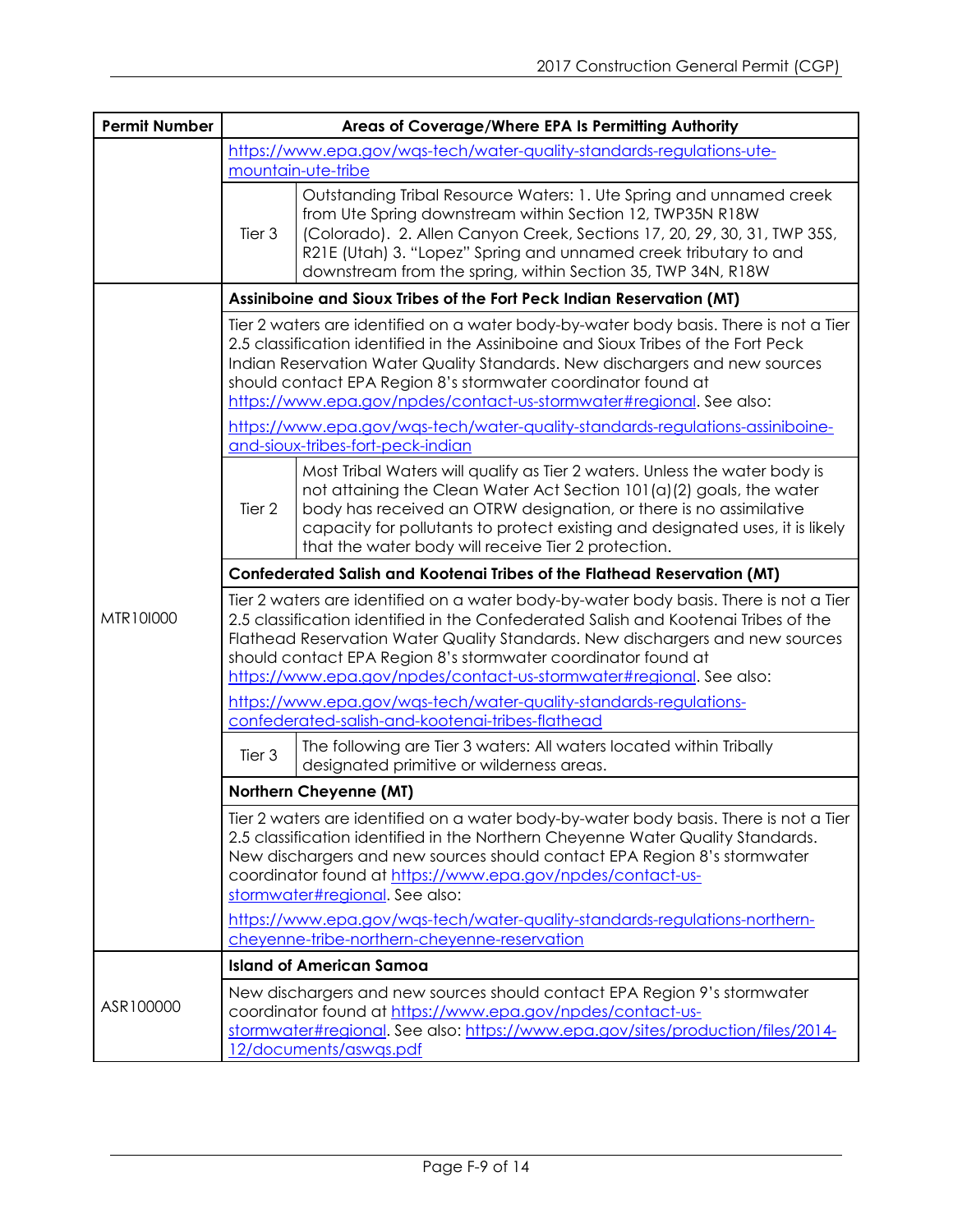| Permit Number | Areas of Coverage/Where EPA Is Permitting Authority | |
|---|---|---|
| | https://www.epa.gov/wqs-tech/water-quality-standards-regulations-ute-mountain-ute-tribe | |
| | Tier 3 | Outstanding Tribal Resource Waters: 1. Ute Spring and unnamed creek from Ute Spring downstream within Section 12, TWP35N R18W (Colorado). 2. Allen Canyon Creek, Sections 17, 20, 29, 30, 31, TWP 35S, R21E (Utah) 3. "Lopez" Spring and unnamed creek tributary to and downstream from the spring, within Section 35, TWP 34N, R18W |
| MTR10I000 | **Assiniboine and Sioux Tribes of the Fort Peck Indian Reservation (MT)** | |
| | Tier 2 waters are identified on a water body-by-water body basis. There is not a Tier 2.5 classification identified in the Assiniboine and Sioux Tribes of the Fort Peck Indian Reservation Water Quality Standards. New dischargers and new sources should contact EPA Region 8's stormwater coordinator found at https://www.epa.gov/npdes/contact-us-stormwater#regional. See also: https://www.epa.gov/wqs-tech/water-quality-standards-regulations-assiniboine-and-sioux-tribes-fort-peck-indian | |
| | Tier 2 | Most Tribal Waters will qualify as Tier 2 waters. Unless the water body is not attaining the Clean Water Act Section 101(a)(2) goals, the water body has received an OTRW designation, or there is no assimilative capacity for pollutants to protect existing and designated uses, it is likely that the water body will receive Tier 2 protection. |
| | **Confederated Salish and Kootenai Tribes of the Flathead Reservation (MT)** | |
| | Tier 2 waters are identified on a water body-by-water body basis. There is not a Tier 2.5 classification identified in the Confederated Salish and Kootenai Tribes of the Flathead Reservation Water Quality Standards. New dischargers and new sources should contact EPA Region 8's stormwater coordinator found at https://www.epa.gov/npdes/contact-us-stormwater#regional. See also: https://www.epa.gov/wqs-tech/water-quality-standards-regulations-confederated-salish-and-kootenai-tribes-flathead | |
| | Tier 3 | The following are Tier 3 waters: All waters located within Tribally designated primitive or wilderness areas. |
| | **Northern Cheyenne (MT)** | |
| | Tier 2 waters are identified on a water body-by-water body basis. There is not a Tier 2.5 classification identified in the Northern Cheyenne Water Quality Standards. New dischargers and new sources should contact EPA Region 8's stormwater coordinator found at https://www.epa.gov/npdes/contact-us-stormwater#regional. See also: https://www.epa.gov/wqs-tech/water-quality-standards-regulations-northern-cheyenne-tribe-northern-cheyenne-reservation | |
| ASR100000 | **Island of American Samoa** | |
| | New dischargers and new sources should contact EPA Region 9's stormwater coordinator found at https://www.epa.gov/npdes/contact-us-stormwater#regional. See also: https://www.epa.gov/sites/production/files/2014-12/documents/aswqs.pdf | |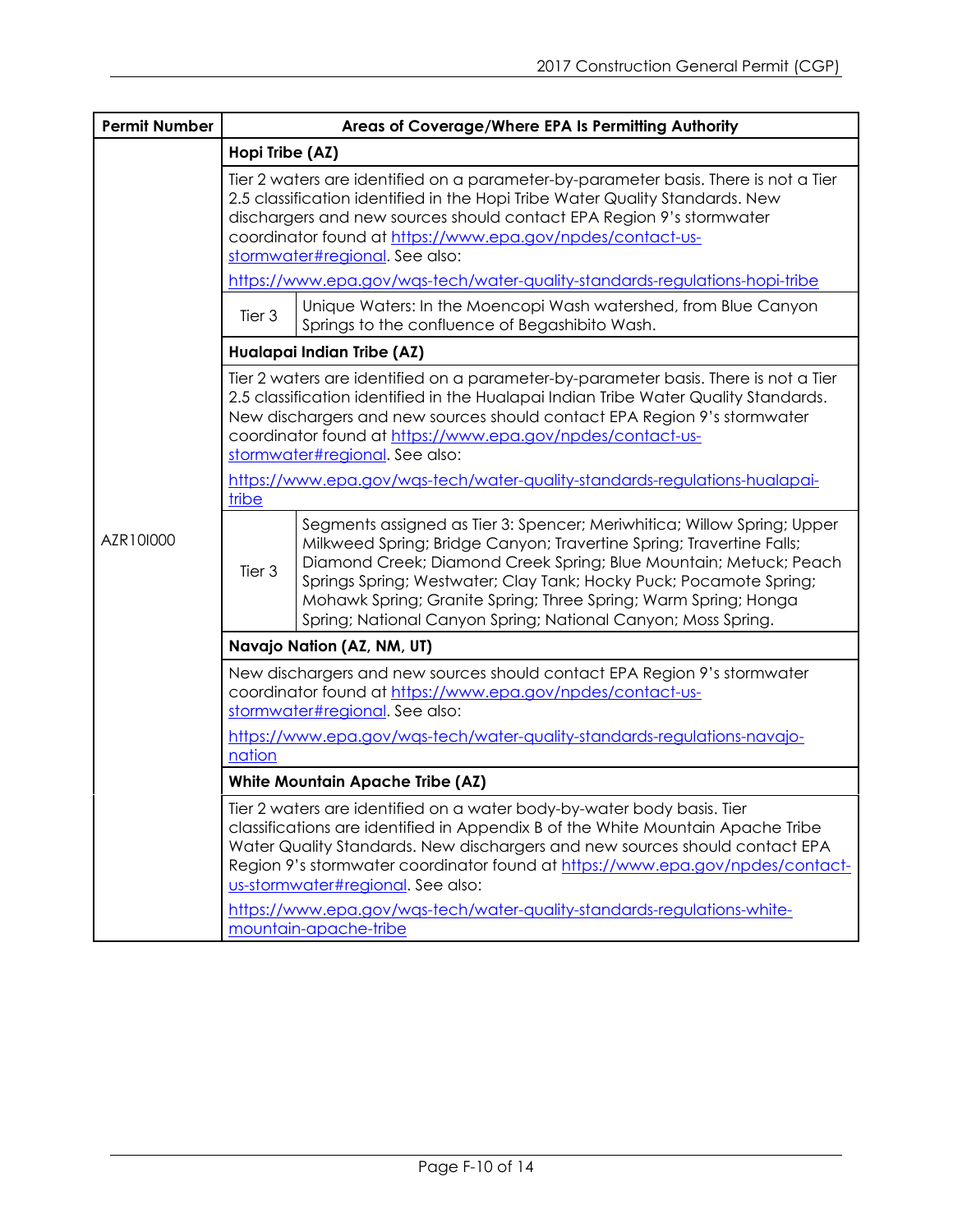| Permit Number | Areas of Coverage/Where EPA Is Permitting Authority | |
|---|---|---|
| AZR10I000 | **Hopi Tribe (AZ)** | |
| | Tier 2 waters are identified on a parameter-by-parameter basis. There is not a Tier 2.5 classification identified in the Hopi Tribe Water Quality Standards. New dischargers and new sources should contact EPA Region 9's stormwater coordinator found at https://www.epa.gov/npdes/contact-us-stormwater#regional. See also: https://www.epa.gov/wqs-tech/water-quality-standards-regulations-hopi-tribe | |
| | Tier 3 | Unique Waters: In the Moencopi Wash watershed, from Blue Canyon Springs to the confluence of Begashibito Wash. |
| | **Hualapai Indian Tribe (AZ)** | |
| | Tier 2 waters are identified on a parameter-by-parameter basis. There is not a Tier 2.5 classification identified in the Hualapai Indian Tribe Water Quality Standards. New dischargers and new sources should contact EPA Region 9's stormwater coordinator found at https://www.epa.gov/npdes/contact-us-stormwater#regional. See also: https://www.epa.gov/wqs-tech/water-quality-standards-regulations-hualapai-tribe | |
| | Tier 3 | Segments assigned as Tier 3: Spencer; Meriwhitica; Willow Spring; Upper Milkweed Spring; Bridge Canyon; Travertine Spring; Travertine Falls; Diamond Creek; Diamond Creek Spring; Blue Mountain; Metuck; Peach Springs Spring; Westwater; Clay Tank; Hocky Puck; Pocamote Spring; Mohawk Spring; Granite Spring; Three Spring; Warm Spring; Honga Spring; National Canyon Spring; National Canyon; Moss Spring. |
| | **Navajo Nation (AZ, NM, UT)** | |
| | New dischargers and new sources should contact EPA Region 9's stormwater coordinator found at https://www.epa.gov/npdes/contact-us-stormwater#regional. See also: https://www.epa.gov/wqs-tech/water-quality-standards-regulations-navajo-nation | |
| | **White Mountain Apache Tribe (AZ)** | |
| | Tier 2 waters are identified on a water body-by-water body basis. Tier classifications are identified in Appendix B of the White Mountain Apache Tribe Water Quality Standards. New dischargers and new sources should contact EPA Region 9's stormwater coordinator found at https://www.epa.gov/npdes/contact-us-stormwater#regional. See also: https://www.epa.gov/wqs-tech/water-quality-standards-regulations-white-mountain-apache-tribe | |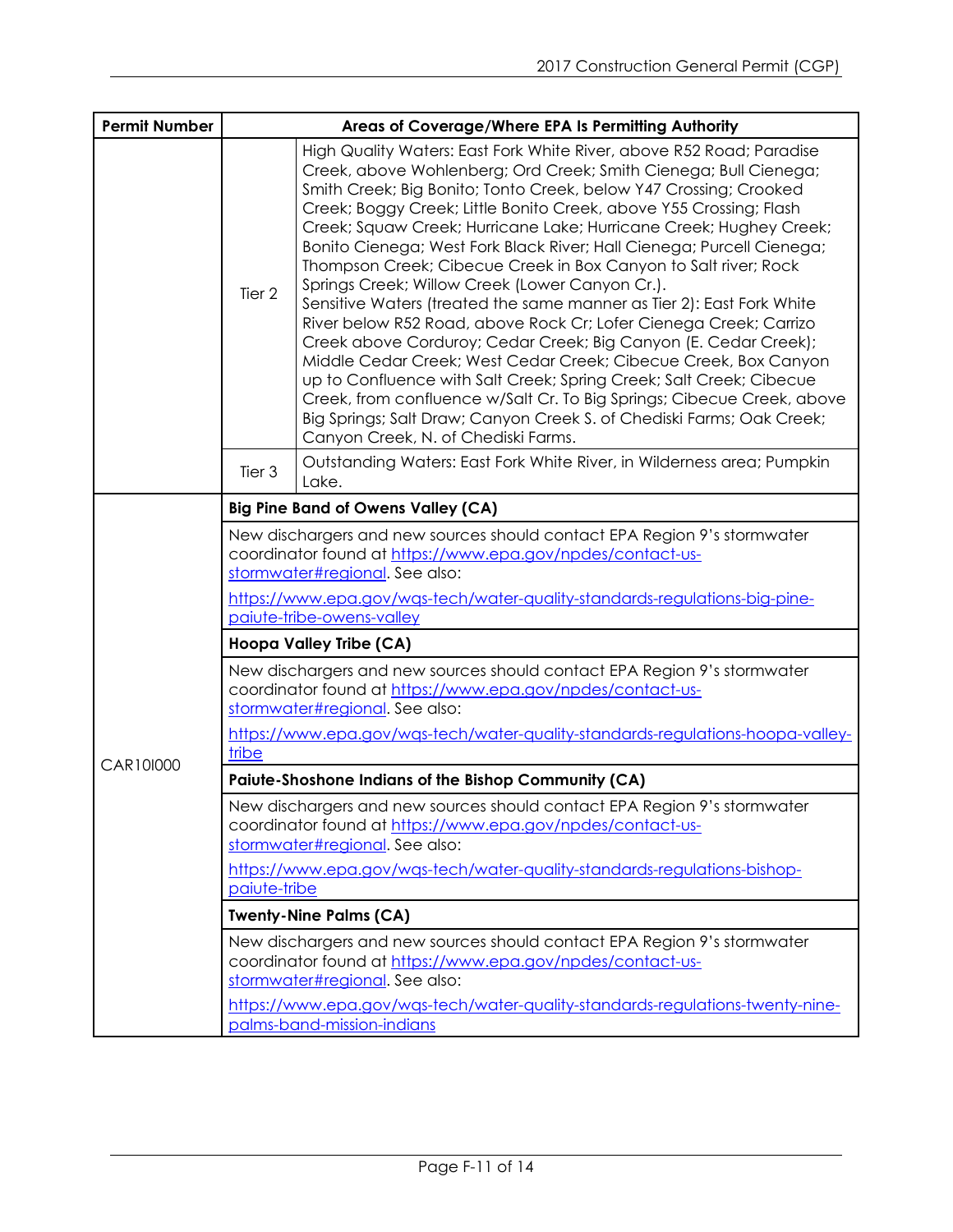| Permit Number | Areas of Coverage/Where EPA Is Permitting Authority | |
|---|---|---|
| | Tier 2 | High Quality Waters: East Fork White River, above R52 Road; Paradise Creek, above Wohlenberg; Ord Creek; Smith Cienega; Bull Cienega; Smith Creek; Big Bonito; Tonto Creek, below Y47 Crossing; Crooked Creek; Boggy Creek; Little Bonito Creek, above Y55 Crossing; Flash Creek; Squaw Creek; Hurricane Lake; Hurricane Creek; Hughey Creek; Bonito Cienega; West Fork Black River; Hall Cienega; Purcell Cienega; Thompson Creek; Cibecue Creek in Box Canyon to Salt river; Rock Springs Creek; Willow Creek (Lower Canyon Cr.). Sensitive Waters (treated the same manner as Tier 2): East Fork White River below R52 Road, above Rock Cr; Lofer Cienega Creek; Carrizo Creek above Corduroy; Cedar Creek; Big Canyon (E. Cedar Creek); Middle Cedar Creek; West Cedar Creek; Cibecue Creek, Box Canyon up to Confluence with Salt Creek; Spring Creek; Salt Creek; Cibecue Creek, from confluence w/Salt Cr. To Big Springs; Cibecue Creek, above Big Springs; Salt Draw; Canyon Creek S. of Chediski Farms; Oak Creek; Canyon Creek, N. of Chediski Farms. |
| | Tier 3 | Outstanding Waters: East Fork White River, in Wilderness area; Pumpkin Lake. |
| CAR10I000 | **Big Pine Band of Owens Valley (CA)** | |
| | New dischargers and new sources should contact EPA Region 9's stormwater coordinator found at https://www.epa.gov/npdes/contact-us-stormwater#regional. See also: https://www.epa.gov/wqs-tech/water-quality-standards-regulations-big-pine-paiute-tribe-owens-valley | |
| | **Hoopa Valley Tribe (CA)** | |
| | New dischargers and new sources should contact EPA Region 9's stormwater coordinator found at https://www.epa.gov/npdes/contact-us-stormwater#regional. See also: https://www.epa.gov/wqs-tech/water-quality-standards-regulations-hoopa-valley-tribe | |
| | **Paiute-Shoshone Indians of the Bishop Community (CA)** | |
| | New dischargers and new sources should contact EPA Region 9's stormwater coordinator found at https://www.epa.gov/npdes/contact-us-stormwater#regional. See also: https://www.epa.gov/wqs-tech/water-quality-standards-regulations-bishop-paiute-tribe | |
| | **Twenty-Nine Palms (CA)** | |
| | New dischargers and new sources should contact EPA Region 9's stormwater coordinator found at https://www.epa.gov/npdes/contact-us-stormwater#regional. See also: https://www.epa.gov/wqs-tech/water-quality-standards-regulations-twenty-nine-palms-band-mission-indians | |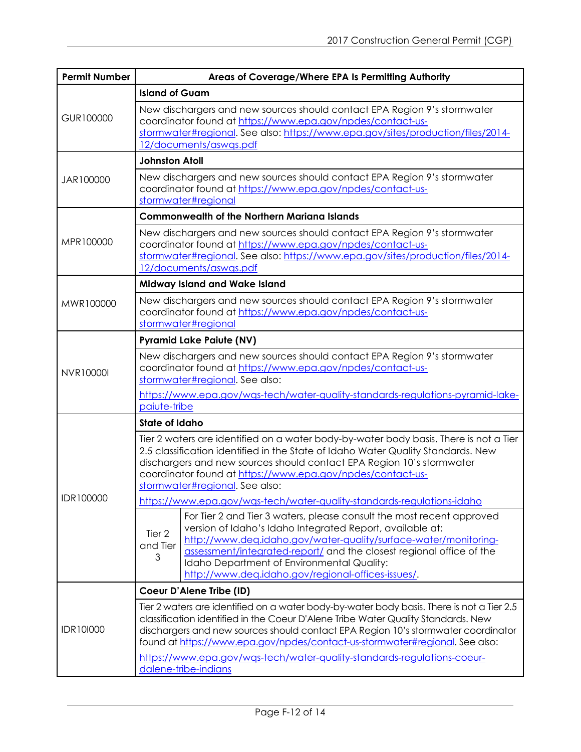| Permit Number | Areas of Coverage/Where EPA Is Permitting Authority | |
|---|---|---|
| GUR100000 | **Island of Guam** | |
| | New dischargers and new sources should contact EPA Region 9's stormwater coordinator found at https://www.epa.gov/npdes/contact-us-stormwater#regional. See also: https://www.epa.gov/sites/production/files/2014-12/documents/aswqs.pdf | |
| JAR100000 | **Johnston Atoll** | |
| | New dischargers and new sources should contact EPA Region 9's stormwater coordinator found at https://www.epa.gov/npdes/contact-us-stormwater#regional | |
| MPR100000 | **Commonwealth of the Northern Mariana Islands** | |
| | New dischargers and new sources should contact EPA Region 9's stormwater coordinator found at https://www.epa.gov/npdes/contact-us-stormwater#regional. See also: https://www.epa.gov/sites/production/files/2014-12/documents/aswqs.pdf | |
| MWR100000 | **Midway Island and Wake Island** | |
| | New dischargers and new sources should contact EPA Region 9's stormwater coordinator found at https://www.epa.gov/npdes/contact-us-stormwater#regional | |
| NVR10000I | **Pyramid Lake Paiute (NV)** | |
| | New dischargers and new sources should contact EPA Region 9's stormwater coordinator found at https://www.epa.gov/npdes/contact-us-stormwater#regional. See also: https://www.epa.gov/wqs-tech/water-quality-standards-regulations-pyramid-lake-paiute-tribe | |
| IDR100000 | **State of Idaho** | |
| | Tier 2 waters are identified on a water body-by-water body basis. There is not a Tier 2.5 classification identified in the State of Idaho Water Quality Standards. New dischargers and new sources should contact EPA Region 10's stormwater coordinator found at https://www.epa.gov/npdes/contact-us-stormwater#regional. See also: https://www.epa.gov/wqs-tech/water-quality-standards-regulations-idaho | |
| | Tier 2 and Tier 3 | For Tier 2 and Tier 3 waters, please consult the most recent approved version of Idaho's Idaho Integrated Report, available at: http://www.deq.idaho.gov/water-quality/surface-water/monitoring-assessment/integrated-report/ and the closest regional office of the Idaho Department of Environmental Quality: http://www.deq.idaho.gov/regional-offices-issues/. |
| IDR10I000 | **Coeur D'Alene Tribe (ID)** | |
| | Tier 2 waters are identified on a water body-by-water body basis. There is not a Tier 2.5 classification identified in the Coeur D'Alene Tribe Water Quality Standards. New dischargers and new sources should contact EPA Region 10's stormwater coordinator found at https://www.epa.gov/npdes/contact-us-stormwater#regional. See also: https://www.epa.gov/wqs-tech/water-quality-standards-regulations-coeur-dalene-tribe-indians | |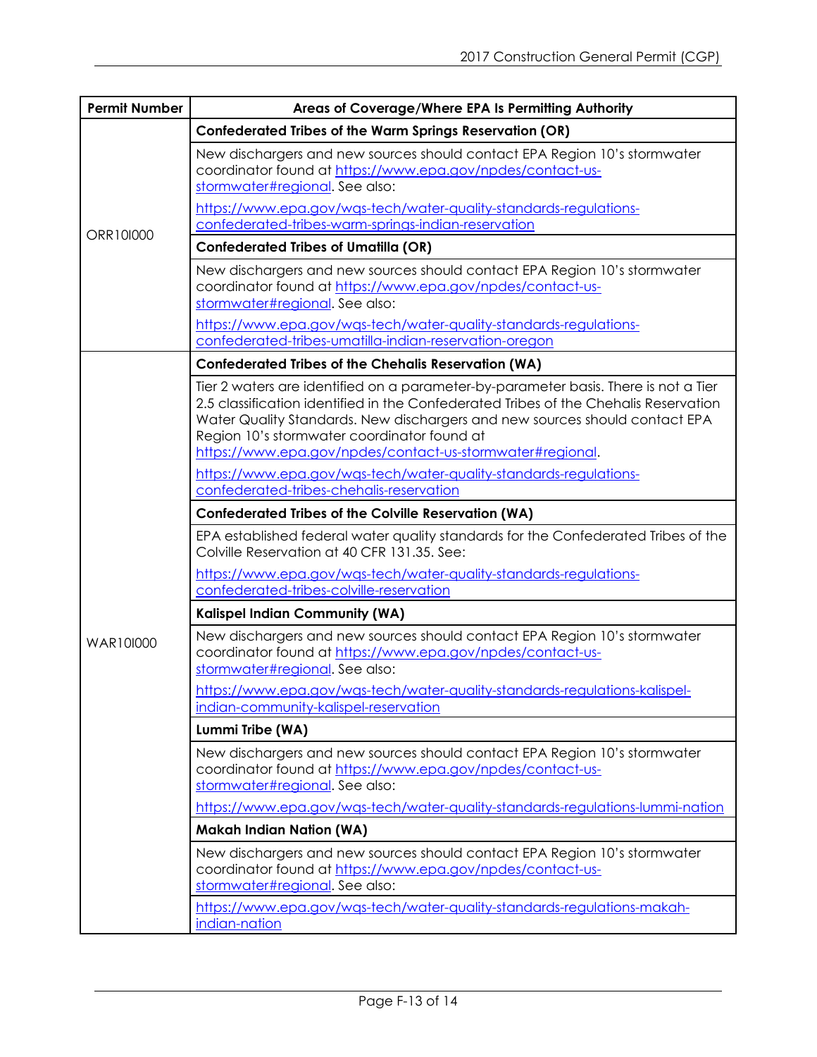| Permit Number | Areas of Coverage/Where EPA Is Permitting Authority |
| --- | --- |
| ORR10I000 | **Confederated Tribes of the Warm Springs Reservation (OR)** |
| | New dischargers and new sources should contact EPA Region 10's stormwater coordinator found at https://www.epa.gov/npdes/contact-us-stormwater#regional. See also: https://www.epa.gov/wqs-tech/water-quality-standards-regulations-confederated-tribes-warm-springs-indian-reservation |
| | **Confederated Tribes of Umatilla (OR)** |
| | New dischargers and new sources should contact EPA Region 10's stormwater coordinator found at https://www.epa.gov/npdes/contact-us-stormwater#regional. See also: https://www.epa.gov/wqs-tech/water-quality-standards-regulations-confederated-tribes-umatilla-indian-reservation-oregon |
| WAR10I000 | **Confederated Tribes of the Chehalis Reservation (WA)** |
| | Tier 2 waters are identified on a parameter-by-parameter basis. There is not a Tier 2.5 classification identified in the Confederated Tribes of the Chehalis Reservation Water Quality Standards. New dischargers and new sources should contact EPA Region 10's stormwater coordinator found at https://www.epa.gov/npdes/contact-us-stormwater#regional. https://www.epa.gov/wqs-tech/water-quality-standards-regulations-confederated-tribes-chehalis-reservation |
| | **Confederated Tribes of the Colville Reservation (WA)** |
| | EPA established federal water quality standards for the Confederated Tribes of the Colville Reservation at 40 CFR 131.35. See: https://www.epa.gov/wqs-tech/water-quality-standards-regulations-confederated-tribes-colville-reservation |
| | **Kalispel Indian Community (WA)** |
| | New dischargers and new sources should contact EPA Region 10's stormwater coordinator found at https://www.epa.gov/npdes/contact-us-stormwater#regional. See also: https://www.epa.gov/wqs-tech/water-quality-standards-regulations-kalispel-indian-community-kalispel-reservation |
| | **Lummi Tribe (WA)** |
| | New dischargers and new sources should contact EPA Region 10's stormwater coordinator found at https://www.epa.gov/npdes/contact-us-stormwater#regional. See also: https://www.epa.gov/wqs-tech/water-quality-standards-regulations-lummi-nation |
| | **Makah Indian Nation (WA)** |
| | New dischargers and new sources should contact EPA Region 10's stormwater coordinator found at https://www.epa.gov/npdes/contact-us-stormwater#regional. See also: https://www.epa.gov/wqs-tech/water-quality-standards-regulations-makah-indian-nation |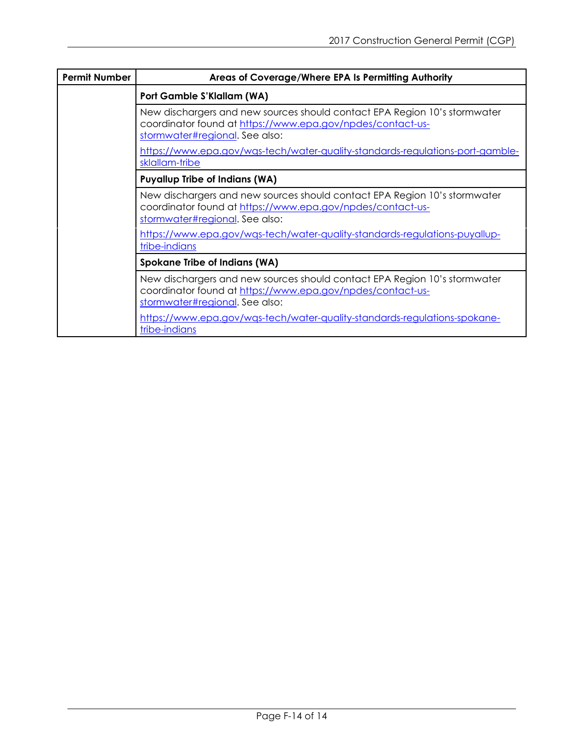| Permit Number | Areas of Coverage/Where EPA Is Permitting Authority |
|---|---|
| | **Port Gamble S'Klallam (WA)** |
| | New dischargers and new sources should contact EPA Region 10's stormwater coordinator found at https://www.epa.gov/npdes/contact-us-stormwater#regional. See also: https://www.epa.gov/wqs-tech/water-quality-standards-regulations-port-gamble-sklallam-tribe |
| | **Puyallup Tribe of Indians (WA)** |
| | New dischargers and new sources should contact EPA Region 10's stormwater coordinator found at https://www.epa.gov/npdes/contact-us-stormwater#regional. See also: https://www.epa.gov/wqs-tech/water-quality-standards-regulations-puyallup-tribe-indians |
| | **Spokane Tribe of Indians (WA)** |
| | New dischargers and new sources should contact EPA Region 10's stormwater coordinator found at https://www.epa.gov/npdes/contact-us-stormwater#regional. See also: https://www.epa.gov/wqs-tech/water-quality-standards-regulations-spokane-tribe-indians |